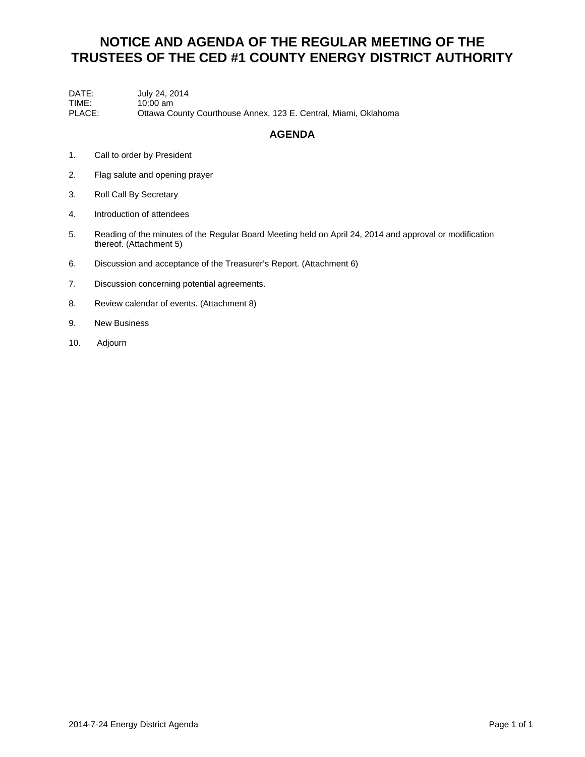# NOTICE AND AGENDA OF THE REGULAR MEETING OF THE TRUSTEES OF THE CED #1 COUNTY ENERGY DISTRICT AUTHORITY

DATE: July 24, 2014
TIME: 10:00 am
PLACE: Ottawa County Courthouse Annex, 123 E. Central, Miami, Oklahoma

## AGENDA

1. Call to order by President
2. Flag salute and opening prayer
3. Roll Call By Secretary
4. Introduction of attendees
5. Reading of the minutes of the Regular Board Meeting held on April 24, 2014 and approval or modification thereof. (Attachment 5)
6. Discussion and acceptance of the Treasurer's Report. (Attachment 6)
7. Discussion concerning potential agreements.
8. Review calendar of events. (Attachment 8)
9. New Business
10. Adjourn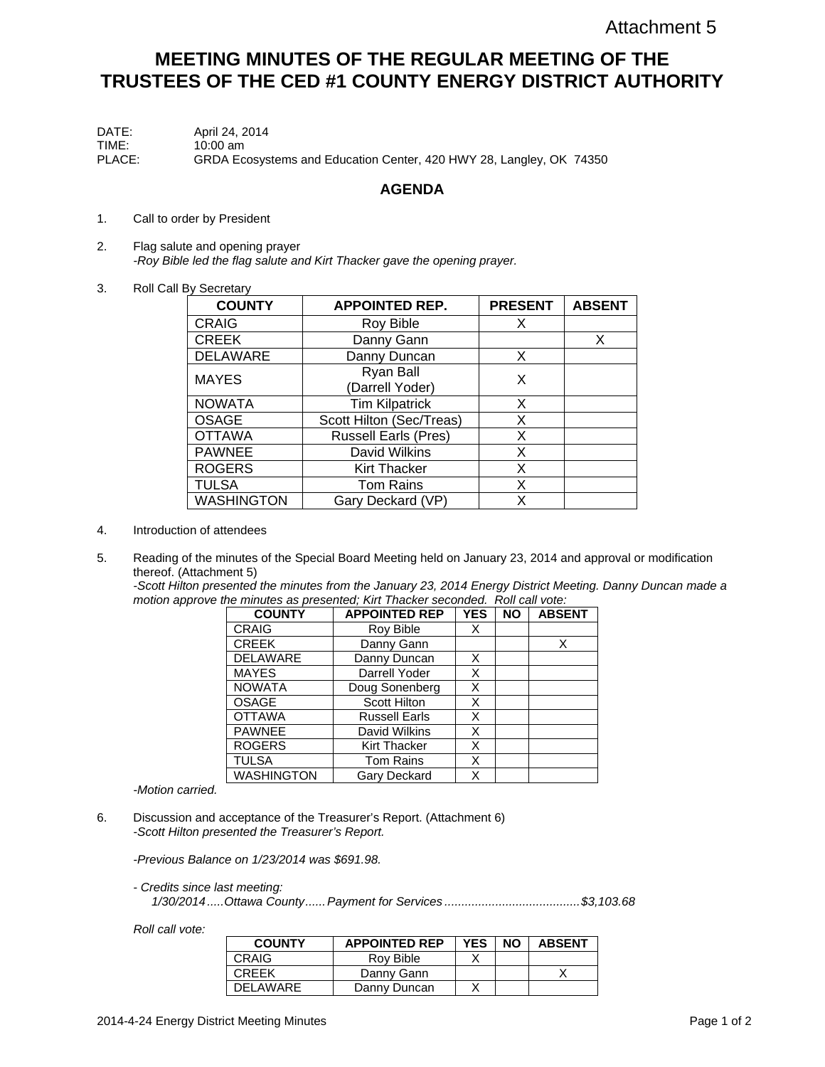Attachment 5

# MEETING MINUTES OF THE REGULAR MEETING OF THE TRUSTEES OF THE CED #1 COUNTY ENERGY DISTRICT AUTHORITY

DATE: April 24, 2014
TIME: 10:00 am
PLACE: GRDA Ecosystems and Education Center, 420 HWY 28, Langley, OK 74350

## AGENDA

1. Call to order by President

2. Flag salute and opening prayer
   *-Roy Bible led the flag salute and Kirt Thacker gave the opening prayer.*

3. Roll Call By Secretary

| COUNTY | APPOINTED REP. | PRESENT | ABSENT |
|---|---|---|---|
| CRAIG | Roy Bible | X | |
| CREEK | Danny Gann | | X |
| DELAWARE | Danny Duncan | X | |
| MAYES | Ryan Ball (Darrell Yoder) | X | |
| NOWATA | Tim Kilpatrick | X | |
| OSAGE | Scott Hilton (Sec/Treas) | X | |
| OTTAWA | Russell Earls (Pres) | X | |
| PAWNEE | David Wilkins | X | |
| ROGERS | Kirt Thacker | X | |
| TULSA | Tom Rains | X | |
| WASHINGTON | Gary Deckard (VP) | X | |

4. Introduction of attendees

5. Reading of the minutes of the Special Board Meeting held on January 23, 2014 and approval or modification thereof. (Attachment 5)
   *-Scott Hilton presented the minutes from the January 23, 2014 Energy District Meeting. Danny Duncan made a motion approve the minutes as presented; Kirt Thacker seconded. Roll call vote:*

| COUNTY | APPOINTED REP | YES | NO | ABSENT |
|---|---|---|---|---|
| CRAIG | Roy Bible | X | | |
| CREEK | Danny Gann | | | X |
| DELAWARE | Danny Duncan | X | | |
| MAYES | Darrell Yoder | X | | |
| NOWATA | Doug Sonenberg | X | | |
| OSAGE | Scott Hilton | X | | |
| OTTAWA | Russell Earls | X | | |
| PAWNEE | David Wilkins | X | | |
| ROGERS | Kirt Thacker | X | | |
| TULSA | Tom Rains | X | | |
| WASHINGTON | Gary Deckard | X | | |

   *-Motion carried.*

6. Discussion and acceptance of the Treasurer's Report. (Attachment 6)
   *-Scott Hilton presented the Treasurer's Report.*

   *-Previous Balance on 1/23/2014 was $691.98.*

   *- Credits since last meeting:*
   *1/30/2014.....Ottawa County......Payment for Services.......................................$3,103.68*

   *Roll call vote:*

| COUNTY | APPOINTED REP | YES | NO | ABSENT |
|---|---|---|---|---|
| CRAIG | Roy Bible | X | | |
| CREEK | Danny Gann | | | X |
| DELAWARE | Danny Duncan | X | | |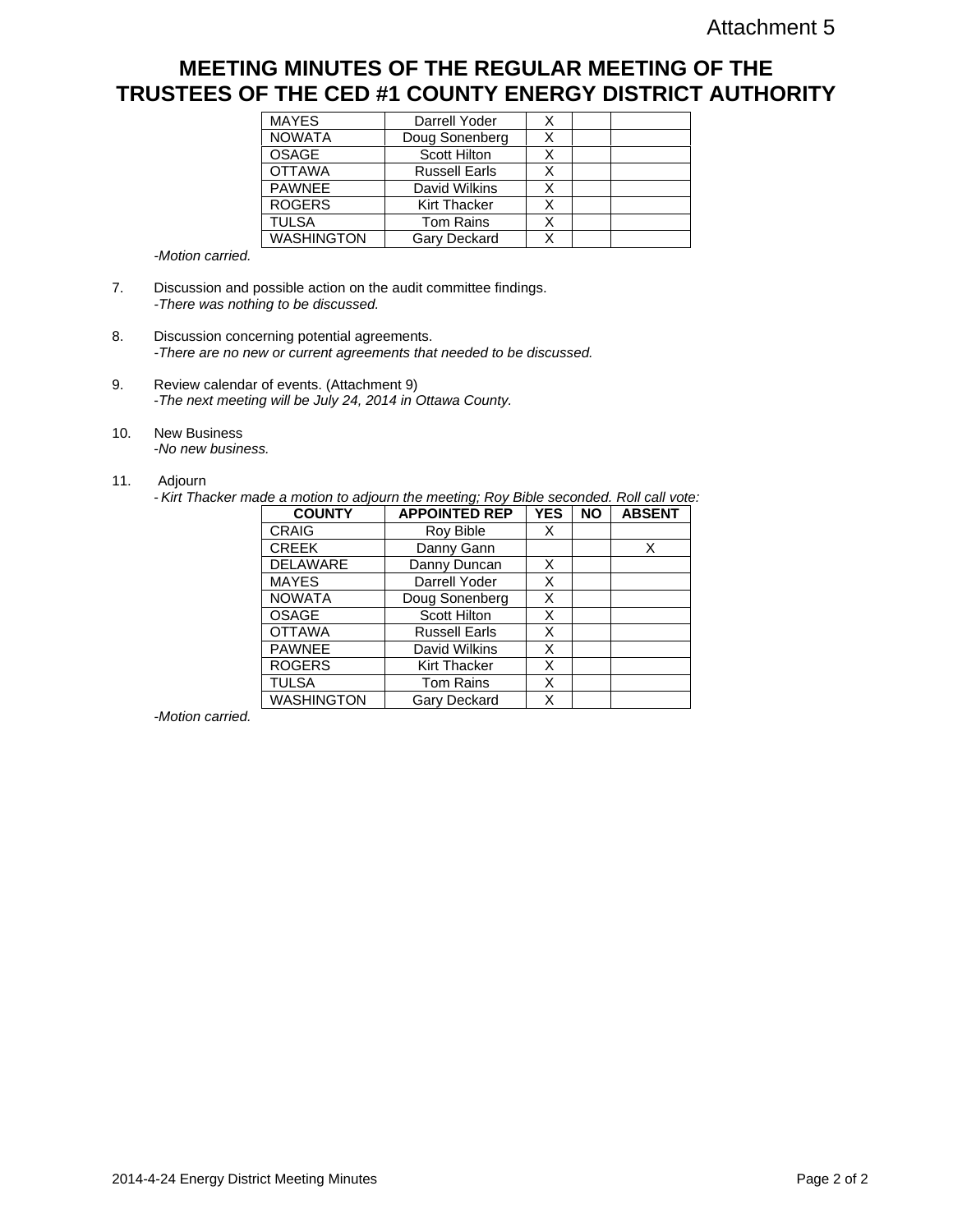Attachment 5

# MEETING MINUTES OF THE REGULAR MEETING OF THE TRUSTEES OF THE CED #1 COUNTY ENERGY DISTRICT AUTHORITY

| | | | | |
|---|---|---|---|---|
| MAYES | Darrell Yoder | X | | |
| NOWATA | Doug Sonenberg | X | | |
| OSAGE | Scott Hilton | X | | |
| OTTAWA | Russell Earls | X | | |
| PAWNEE | David Wilkins | X | | |
| ROGERS | Kirt Thacker | X | | |
| TULSA | Tom Rains | X | | |
| WASHINGTON | Gary Deckard | X | | |

*-Motion carried.*

7. Discussion and possible action on the audit committee findings.
   *-There was nothing to be discussed.*

8. Discussion concerning potential agreements.
   *-There are no new or current agreements that needed to be discussed.*

9. Review calendar of events. (Attachment 9)
   *-The next meeting will be July 24, 2014 in Ottawa County.*

10. New Business
    *-No new business.*

11. Adjourn
    *- Kirt Thacker made a motion to adjourn the meeting; Roy Bible seconded. Roll call vote:*

| COUNTY | APPOINTED REP | YES | NO | ABSENT |
|---|---|---|---|---|
| CRAIG | Roy Bible | X | | |
| CREEK | Danny Gann | | | X |
| DELAWARE | Danny Duncan | X | | |
| MAYES | Darrell Yoder | X | | |
| NOWATA | Doug Sonenberg | X | | |
| OSAGE | Scott Hilton | X | | |
| OTTAWA | Russell Earls | X | | |
| PAWNEE | David Wilkins | X | | |
| ROGERS | Kirt Thacker | X | | |
| TULSA | Tom Rains | X | | |
| WASHINGTON | Gary Deckard | X | | |

*-Motion carried.*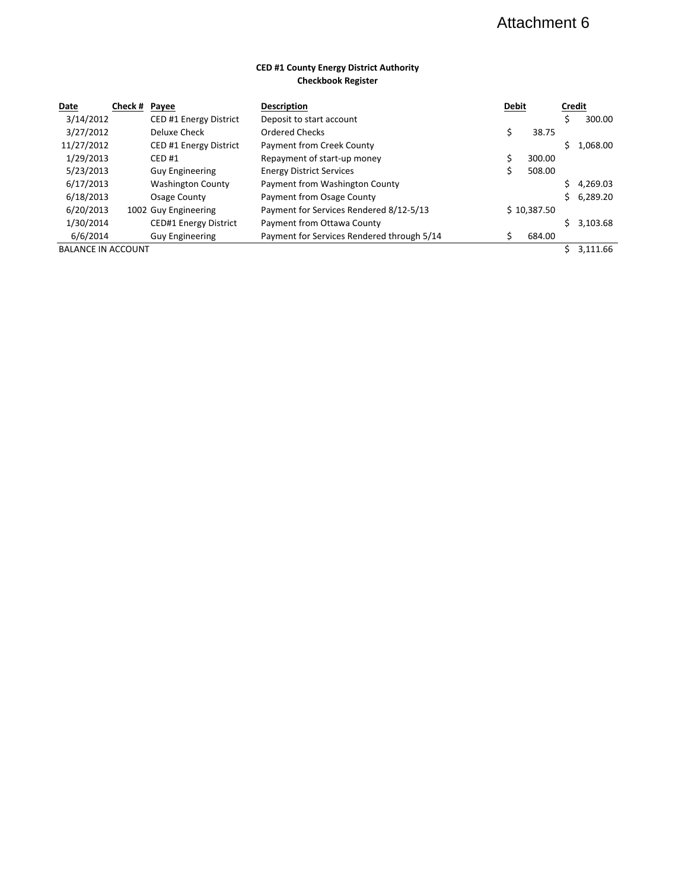Attachment 6

**CED #1 County Energy District Authority**
**Checkbook Register**

| Date | Check # | Payee | Description | Debit | Credit |
|---|---|---|---|---|---|
| 3/14/2012 | | CED #1 Energy District | Deposit to start account | | $ 300.00 |
| 3/27/2012 | | Deluxe Check | Ordered Checks | $ 38.75 | |
| 11/27/2012 | | CED #1 Energy District | Payment from Creek County | | $ 1,068.00 |
| 1/29/2013 | | CED #1 | Repayment of start-up money | $ 300.00 | |
| 5/23/2013 | | Guy Engineering | Energy District Services | $ 508.00 | |
| 6/17/2013 | | Washington County | Payment from Washington County | | $ 4,269.03 |
| 6/18/2013 | | Osage County | Payment from Osage County | | $ 6,289.20 |
| 6/20/2013 | 1002 | Guy Engineering | Payment for Services Rendered 8/12-5/13 | $ 10,387.50 | |
| 1/30/2014 | | CED#1 Energy District | Payment from Ottawa County | | $ 3,103.68 |
| 6/6/2014 | | Guy Engineering | Payment for Services Rendered through 5/14 | $ 684.00 | |
| BALANCE IN ACCOUNT | | | | | $ 3,111.66 |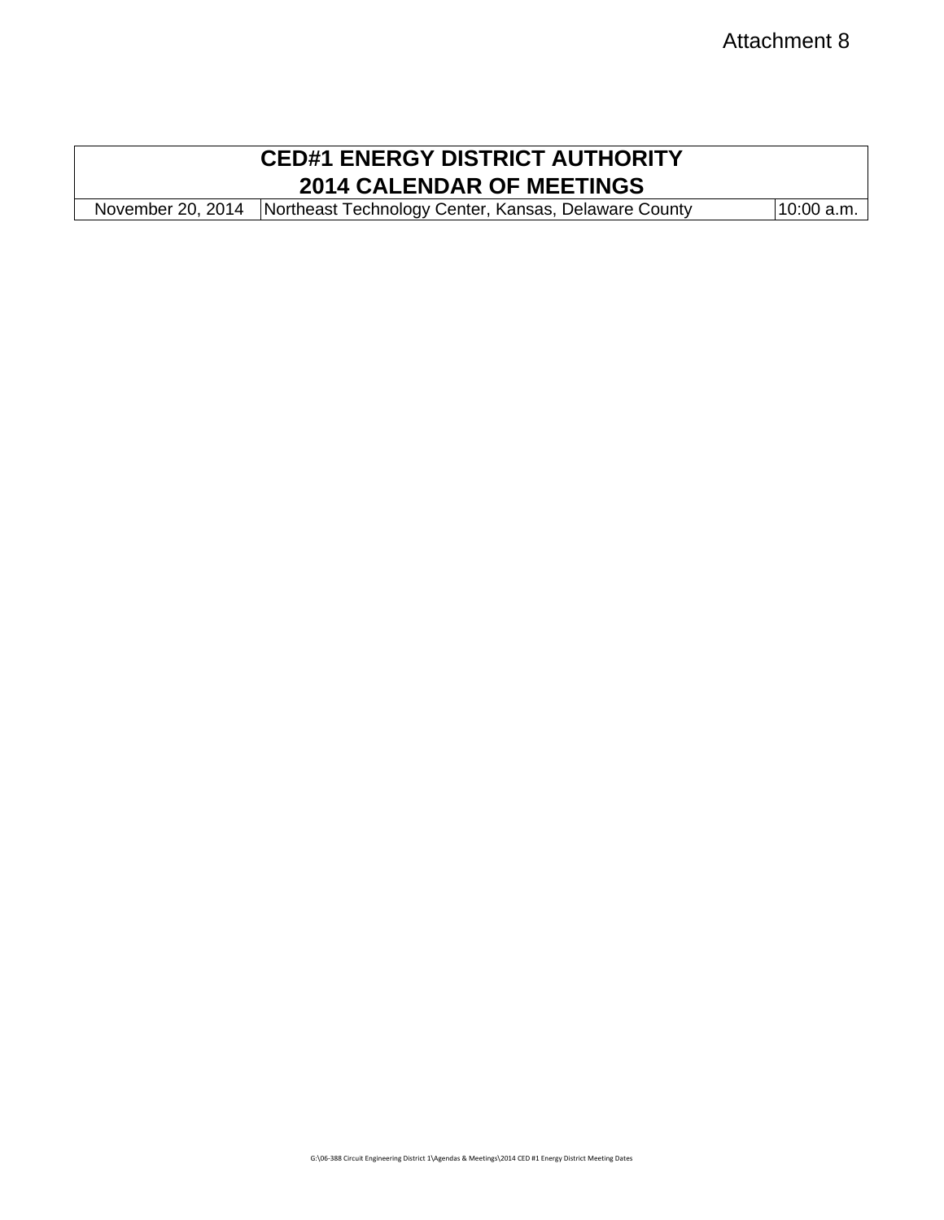Attachment 8

| CED#1 ENERGY DISTRICT AUTHORITY<br>2014 CALENDAR OF MEETINGS | | |
|---|---|---|
| November 20, 2014 | Northeast Technology Center, Kansas, Delaware County | 10:00 a.m. |

G:\06-388 Circuit Engineering District 1\Agendas & Meetings\2014 CED #1 Energy District Meeting Dates